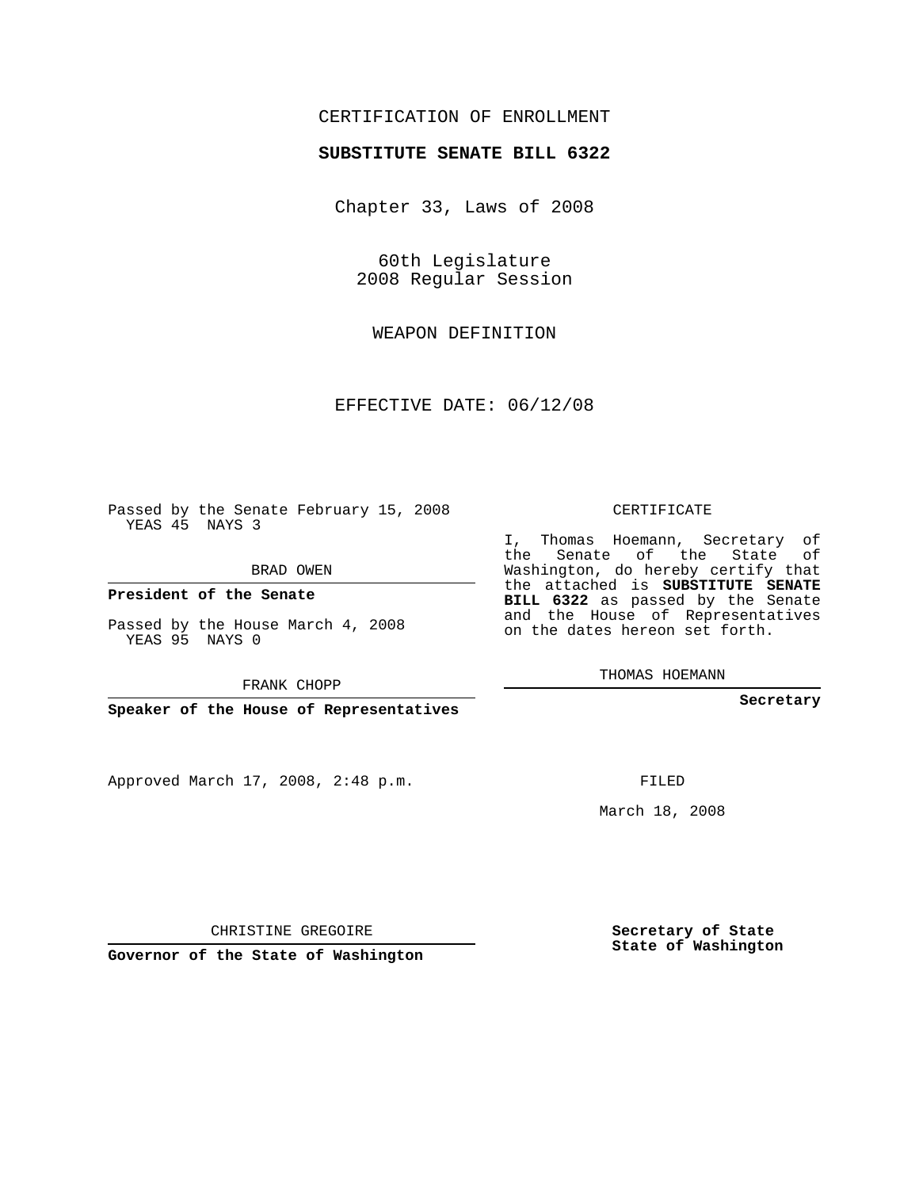CERTIFICATION OF ENROLLMENT

**SUBSTITUTE SENATE BILL 6322**

Chapter 33, Laws of 2008

60th Legislature
2008 Regular Session

WEAPON DEFINITION

EFFECTIVE DATE: 06/12/08

Passed by the Senate February 15, 2008
YEAS 45 NAYS 3

BRAD OWEN

**President of the Senate**

Passed by the House March 4, 2008
YEAS 95 NAYS 0

FRANK CHOPP

**Speaker of the House of Representatives**

CERTIFICATE

I, Thomas Hoemann, Secretary of the Senate of the State of Washington, do hereby certify that the attached is **SUBSTITUTE SENATE BILL 6322** as passed by the Senate and the House of Representatives on the dates hereon set forth.

THOMAS HOEMANN

**Secretary**

Approved March 17, 2008, 2:48 p.m.

FILED

March 18, 2008

CHRISTINE GREGOIRE

**Governor of the State of Washington**

**Secretary of State**
**State of Washington**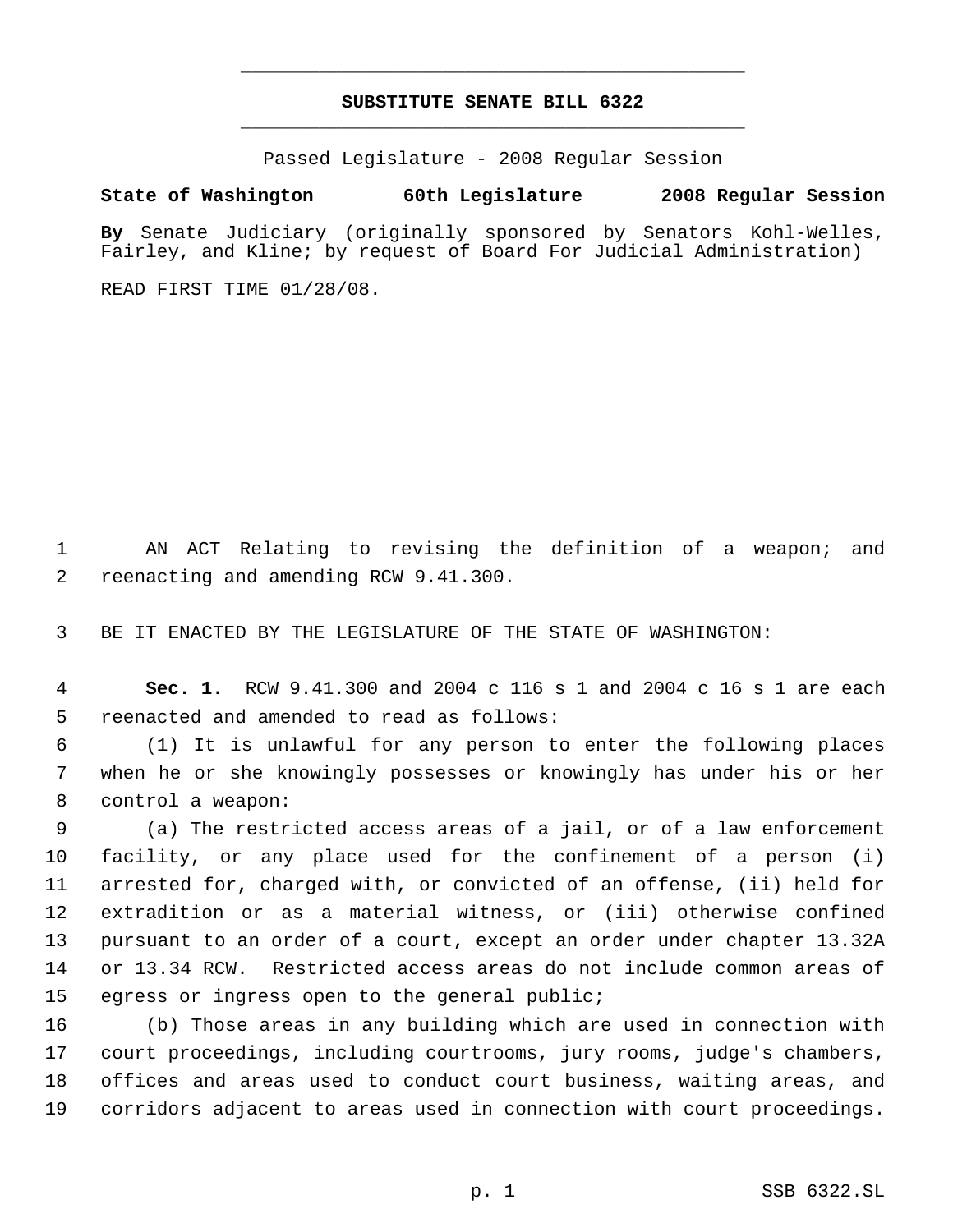# SUBSTITUTE SENATE BILL 6322

Passed Legislature - 2008 Regular Session

**State of Washington 60th Legislature 2008 Regular Session**

**By** Senate Judiciary (originally sponsored by Senators Kohl-Welles, Fairley, and Kline; by request of Board For Judicial Administration)

READ FIRST TIME 01/28/08.

AN ACT Relating to revising the definition of a weapon; and reenacting and amending RCW 9.41.300.

BE IT ENACTED BY THE LEGISLATURE OF THE STATE OF WASHINGTON:

**Sec. 1.** RCW 9.41.300 and 2004 c 116 s 1 and 2004 c 16 s 1 are each reenacted and amended to read as follows:

(1) It is unlawful for any person to enter the following places when he or she knowingly possesses or knowingly has under his or her control a weapon:

(a) The restricted access areas of a jail, or of a law enforcement facility, or any place used for the confinement of a person (i) arrested for, charged with, or convicted of an offense, (ii) held for extradition or as a material witness, or (iii) otherwise confined pursuant to an order of a court, except an order under chapter 13.32A or 13.34 RCW. Restricted access areas do not include common areas of egress or ingress open to the general public;

(b) Those areas in any building which are used in connection with court proceedings, including courtrooms, jury rooms, judge's chambers, offices and areas used to conduct court business, waiting areas, and corridors adjacent to areas used in connection with court proceedings.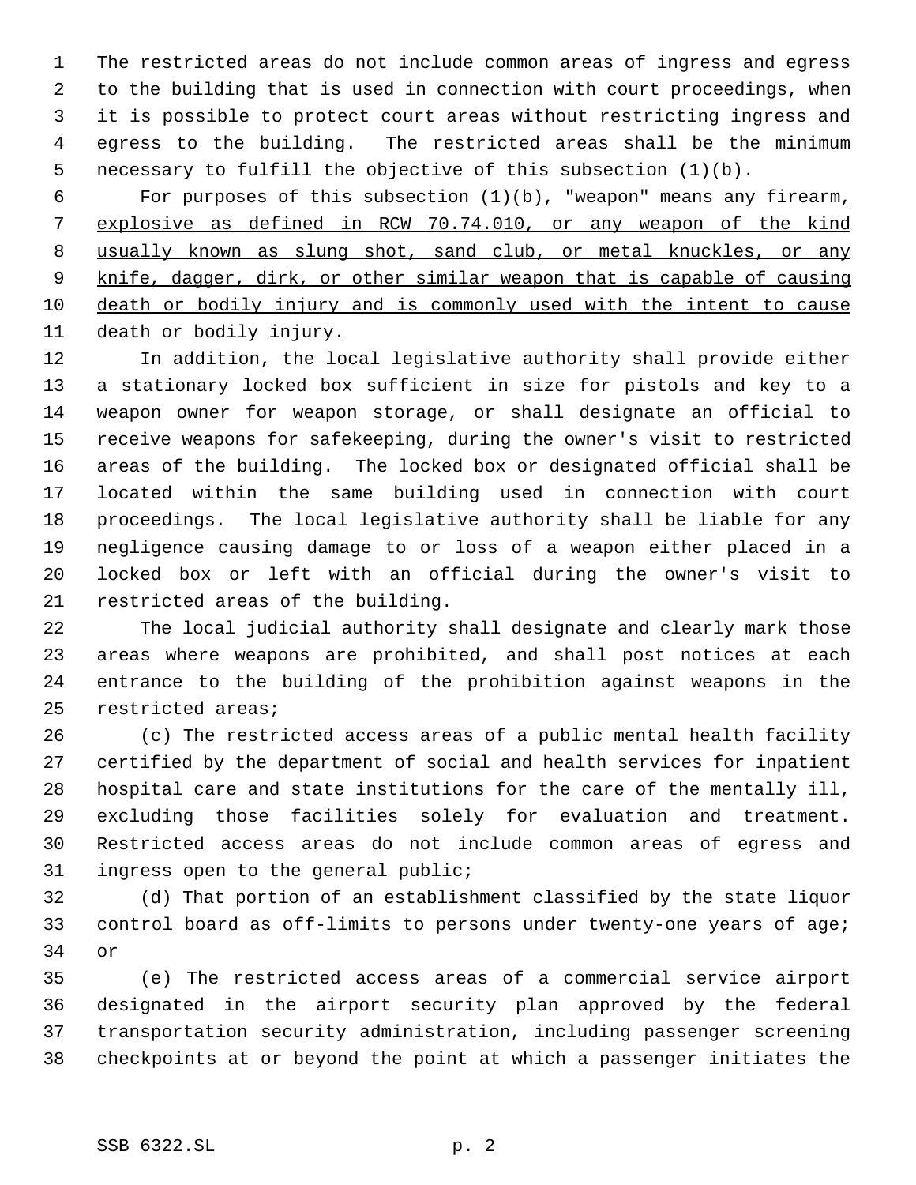The restricted areas do not include common areas of ingress and egress to the building that is used in connection with court proceedings, when it is possible to protect court areas without restricting ingress and egress to the building. The restricted areas shall be the minimum necessary to fulfill the objective of this subsection (1)(b).

<u>For purposes of this subsection (1)(b), "weapon" means any firearm, explosive as defined in RCW 70.74.010, or any weapon of the kind usually known as slung shot, sand club, or metal knuckles, or any knife, dagger, dirk, or other similar weapon that is capable of causing death or bodily injury and is commonly used with the intent to cause death or bodily injury.</u>

In addition, the local legislative authority shall provide either a stationary locked box sufficient in size for pistols and key to a weapon owner for weapon storage, or shall designate an official to receive weapons for safekeeping, during the owner's visit to restricted areas of the building. The locked box or designated official shall be located within the same building used in connection with court proceedings. The local legislative authority shall be liable for any negligence causing damage to or loss of a weapon either placed in a locked box or left with an official during the owner's visit to restricted areas of the building.

The local judicial authority shall designate and clearly mark those areas where weapons are prohibited, and shall post notices at each entrance to the building of the prohibition against weapons in the restricted areas;

(c) The restricted access areas of a public mental health facility certified by the department of social and health services for inpatient hospital care and state institutions for the care of the mentally ill, excluding those facilities solely for evaluation and treatment. Restricted access areas do not include common areas of egress and ingress open to the general public;

(d) That portion of an establishment classified by the state liquor control board as off-limits to persons under twenty-one years of age; or

(e) The restricted access areas of a commercial service airport designated in the airport security plan approved by the federal transportation security administration, including passenger screening checkpoints at or beyond the point at which a passenger initiates the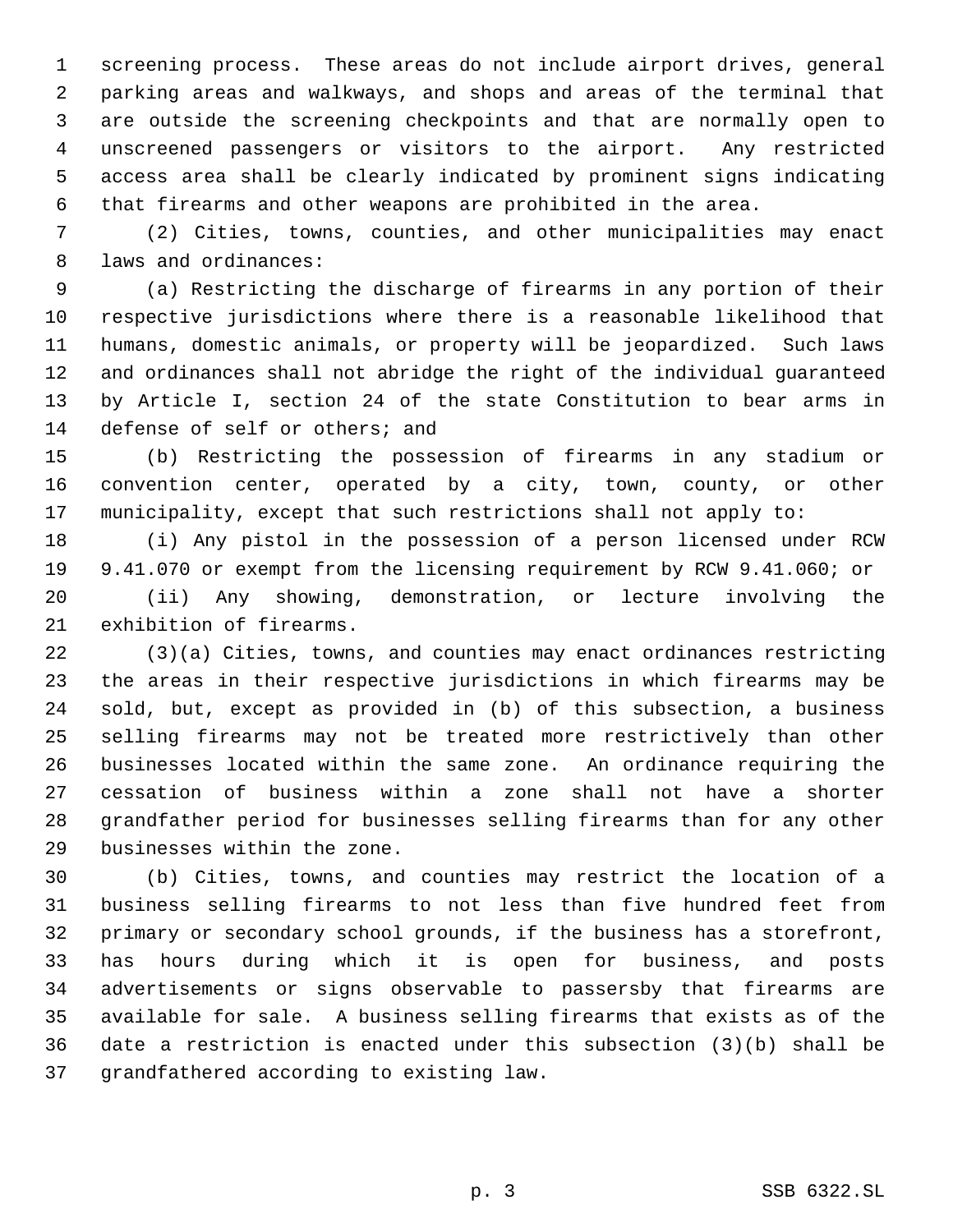screening process. These areas do not include airport drives, general parking areas and walkways, and shops and areas of the terminal that are outside the screening checkpoints and that are normally open to unscreened passengers or visitors to the airport. Any restricted access area shall be clearly indicated by prominent signs indicating that firearms and other weapons are prohibited in the area.

(2) Cities, towns, counties, and other municipalities may enact laws and ordinances:

(a) Restricting the discharge of firearms in any portion of their respective jurisdictions where there is a reasonable likelihood that humans, domestic animals, or property will be jeopardized. Such laws and ordinances shall not abridge the right of the individual guaranteed by Article I, section 24 of the state Constitution to bear arms in defense of self or others; and

(b) Restricting the possession of firearms in any stadium or convention center, operated by a city, town, county, or other municipality, except that such restrictions shall not apply to:

(i) Any pistol in the possession of a person licensed under RCW 9.41.070 or exempt from the licensing requirement by RCW 9.41.060; or

(ii) Any showing, demonstration, or lecture involving the exhibition of firearms.

(3)(a) Cities, towns, and counties may enact ordinances restricting the areas in their respective jurisdictions in which firearms may be sold, but, except as provided in (b) of this subsection, a business selling firearms may not be treated more restrictively than other businesses located within the same zone. An ordinance requiring the cessation of business within a zone shall not have a shorter grandfather period for businesses selling firearms than for any other businesses within the zone.

(b) Cities, towns, and counties may restrict the location of a business selling firearms to not less than five hundred feet from primary or secondary school grounds, if the business has a storefront, has hours during which it is open for business, and posts advertisements or signs observable to passersby that firearms are available for sale. A business selling firearms that exists as of the date a restriction is enacted under this subsection (3)(b) shall be grandfathered according to existing law.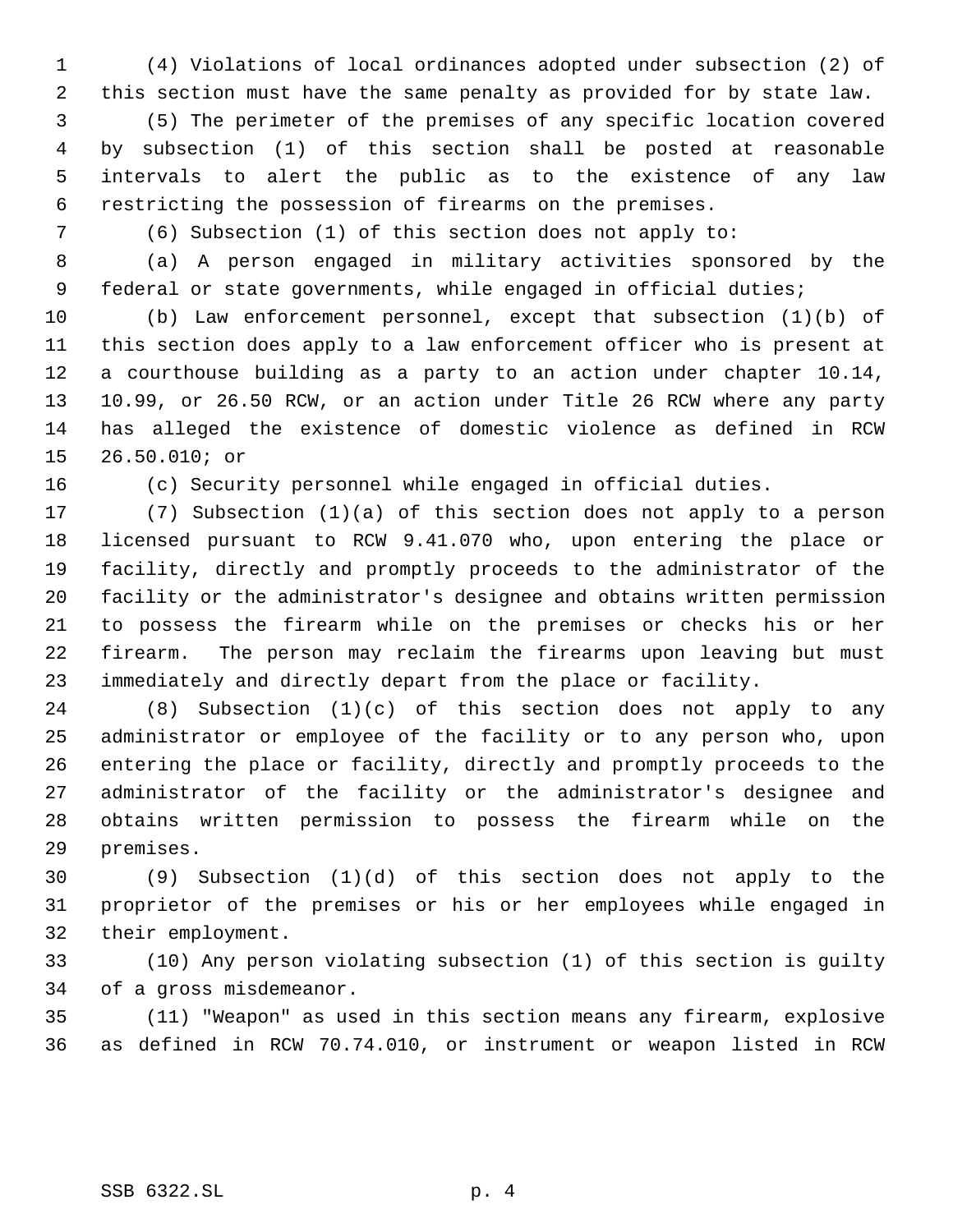(4) Violations of local ordinances adopted under subsection (2) of this section must have the same penalty as provided for by state law.

(5) The perimeter of the premises of any specific location covered by subsection (1) of this section shall be posted at reasonable intervals to alert the public as to the existence of any law restricting the possession of firearms on the premises.

(6) Subsection (1) of this section does not apply to:

(a) A person engaged in military activities sponsored by the federal or state governments, while engaged in official duties;

(b) Law enforcement personnel, except that subsection (1)(b) of this section does apply to a law enforcement officer who is present at a courthouse building as a party to an action under chapter 10.14, 10.99, or 26.50 RCW, or an action under Title 26 RCW where any party has alleged the existence of domestic violence as defined in RCW 26.50.010; or

(c) Security personnel while engaged in official duties.

(7) Subsection (1)(a) of this section does not apply to a person licensed pursuant to RCW 9.41.070 who, upon entering the place or facility, directly and promptly proceeds to the administrator of the facility or the administrator's designee and obtains written permission to possess the firearm while on the premises or checks his or her firearm. The person may reclaim the firearms upon leaving but must immediately and directly depart from the place or facility.

(8) Subsection (1)(c) of this section does not apply to any administrator or employee of the facility or to any person who, upon entering the place or facility, directly and promptly proceeds to the administrator of the facility or the administrator's designee and obtains written permission to possess the firearm while on the premises.

(9) Subsection (1)(d) of this section does not apply to the proprietor of the premises or his or her employees while engaged in their employment.

(10) Any person violating subsection (1) of this section is guilty of a gross misdemeanor.

(11) "Weapon" as used in this section means any firearm, explosive as defined in RCW 70.74.010, or instrument or weapon listed in RCW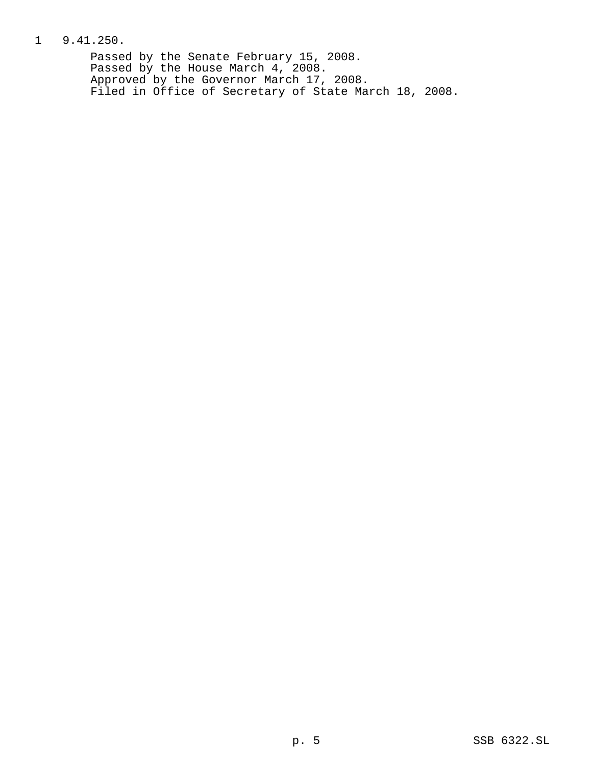9.41.250.

Passed by the Senate February 15, 2008.
Passed by the House March 4, 2008.
Approved by the Governor March 17, 2008.
Filed in Office of Secretary of State March 18, 2008.